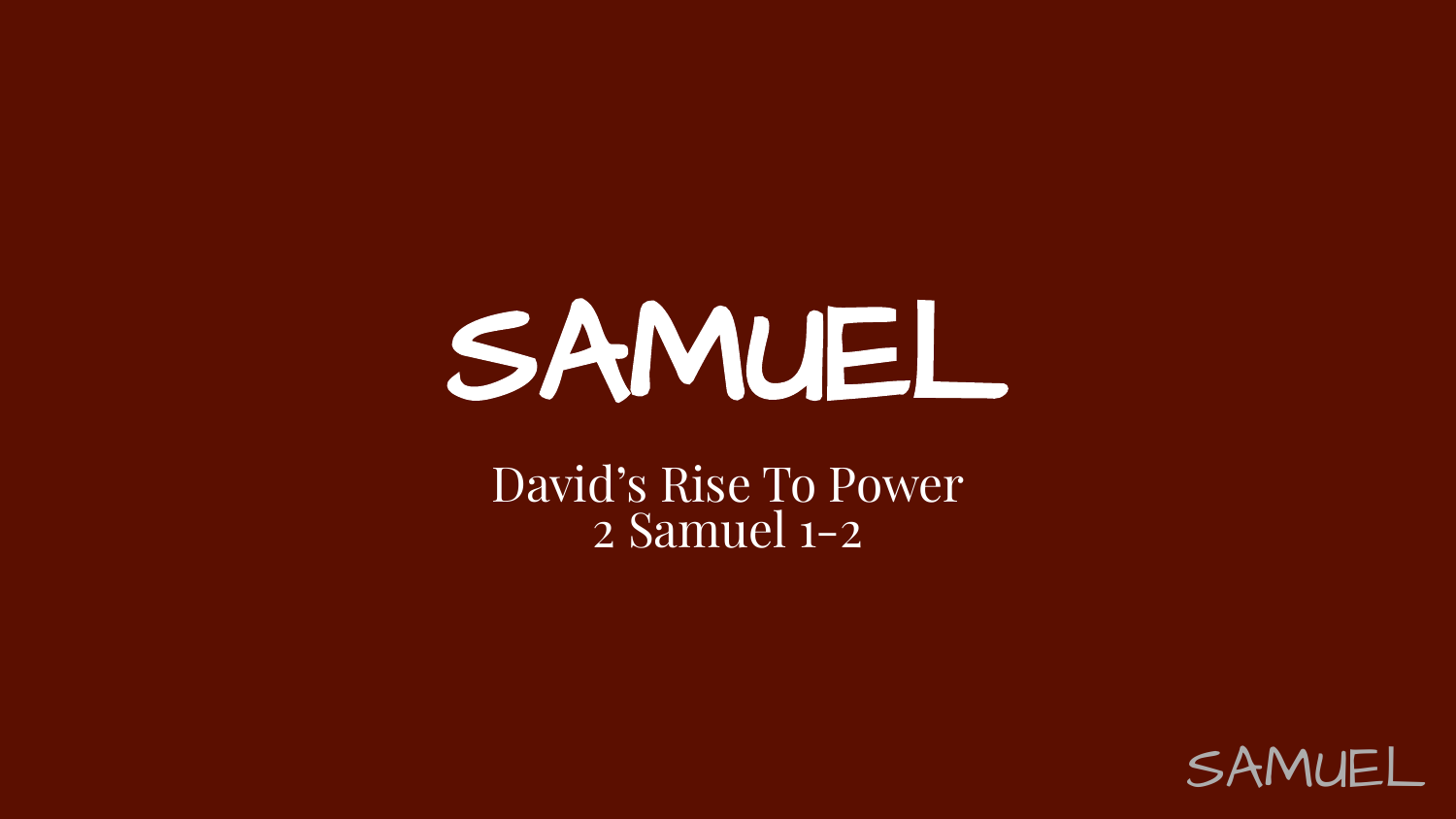# SAMUEL

David's Rise To Power
2 Samuel 1-2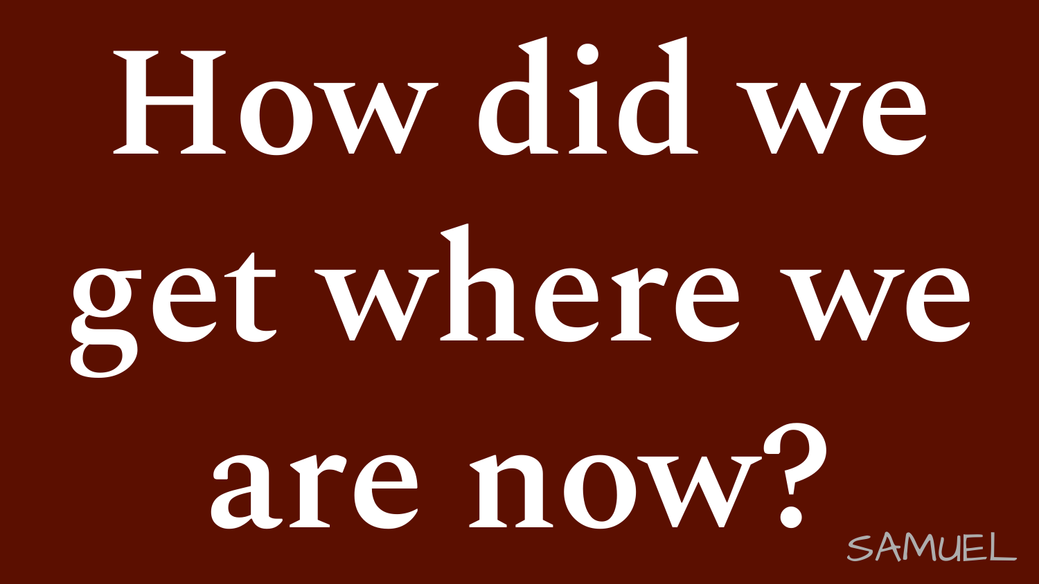# How did we get where we are now?

SAMUEL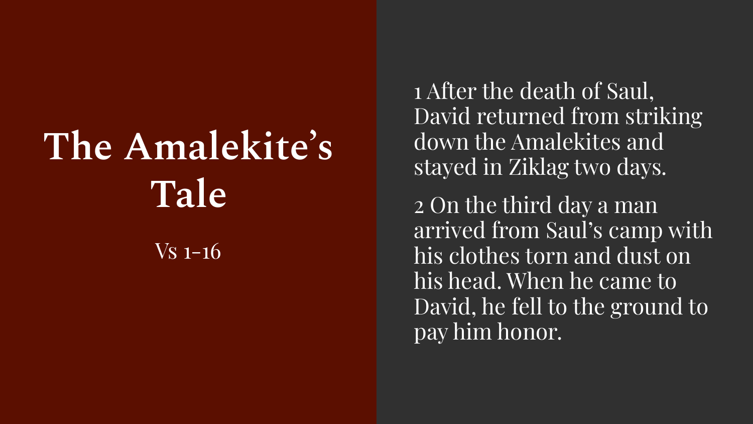# The Amalekite's Tale

Vs 1-16

1 After the death of Saul, David returned from striking down the Amalekites and stayed in Ziklag two days.

2 On the third day a man arrived from Saul's camp with his clothes torn and dust on his head. When he came to David, he fell to the ground to pay him honor.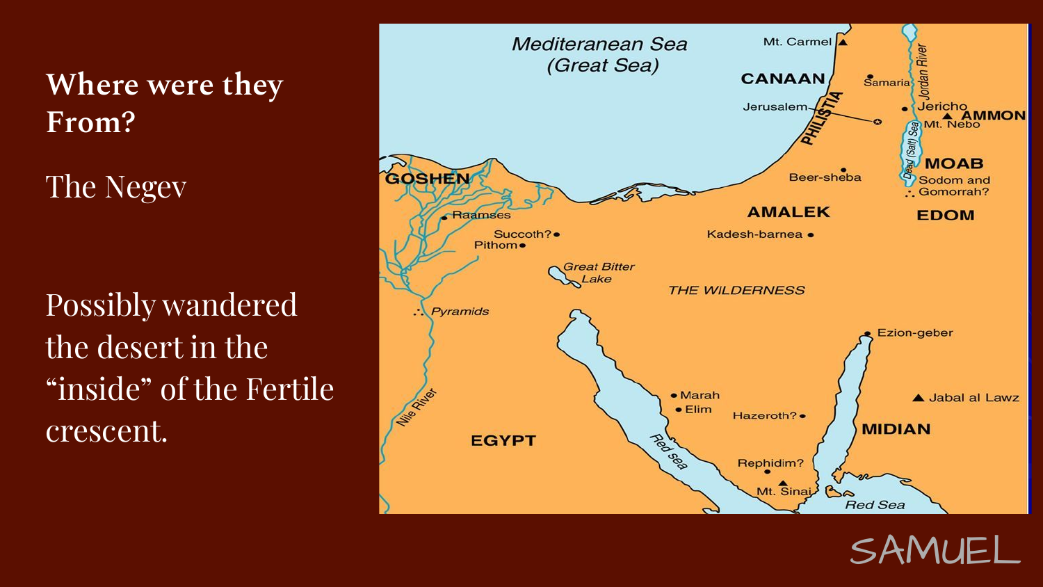# Where were they From?

The Negev

Possibly wandered the desert in the “inside” of the Fertile crescent.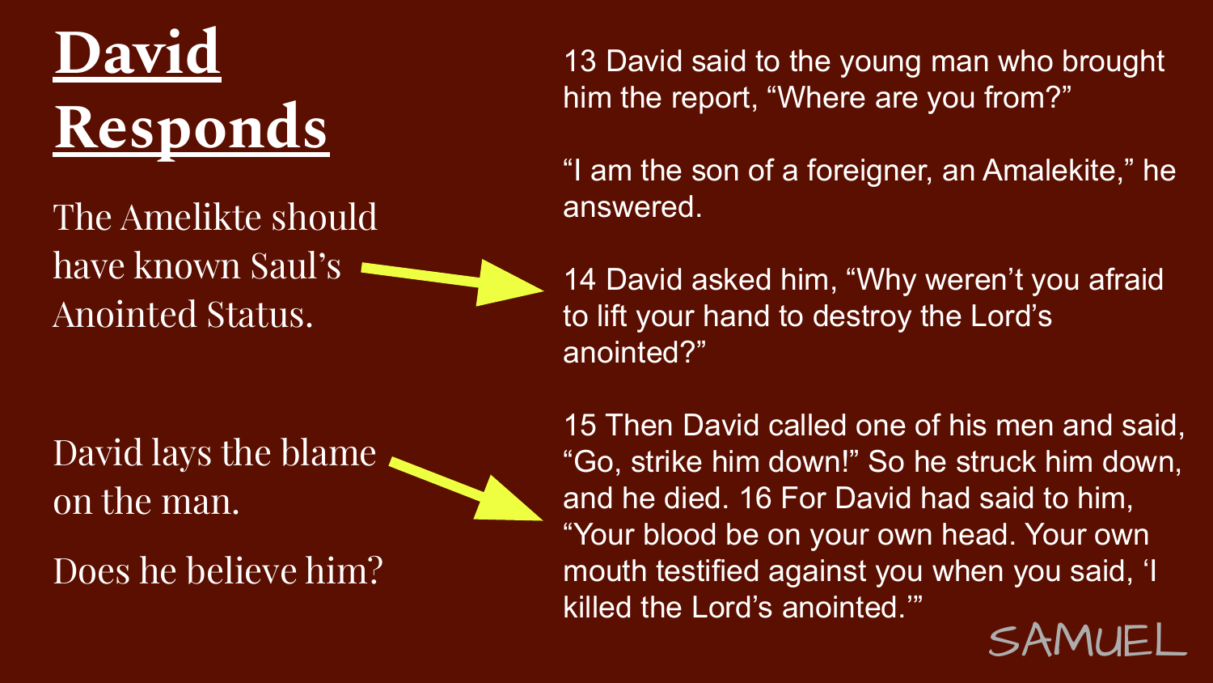# David Responds

The Amelikte should have known Saul's Anointed Status.

David lays the blame on the man.

Does he believe him?

13 David said to the young man who brought him the report, "Where are you from?"

"I am the son of a foreigner, an Amalekite," he answered.

14 David asked him, "Why weren't you afraid to lift your hand to destroy the Lord's anointed?"

15 Then David called one of his men and said, "Go, strike him down!" So he struck him down, and he died. 16 For David had said to him, "Your blood be on your own head. Your own mouth testified against you when you said, 'I killed the Lord's anointed.'"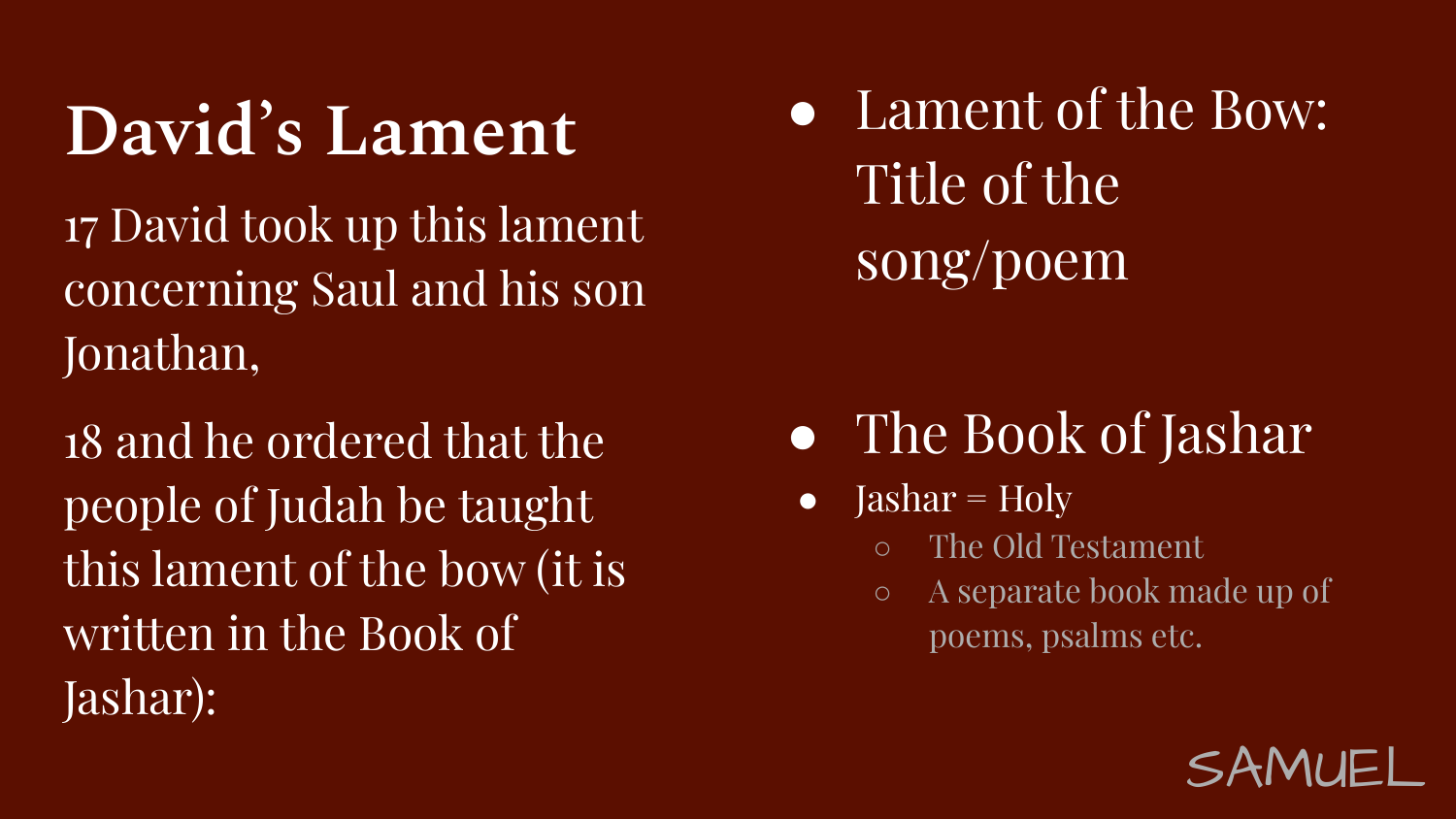# David's Lament

17 David took up this lament concerning Saul and his son Jonathan,

18 and he ordered that the people of Judah be taught this lament of the bow (it is written in the Book of Jashar):

- Lament of the Bow: Title of the song/poem

- The Book of Jashar
- Jashar = Holy
  - The Old Testament
  - A separate book made up of poems, psalms etc.

SAMUEL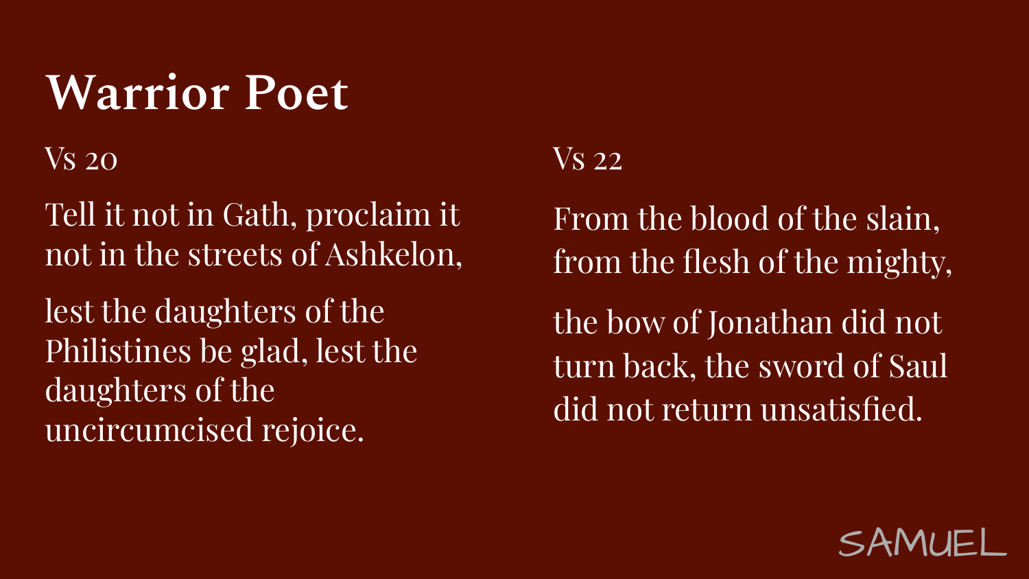# Warrior Poet

Vs 20

Tell it not in Gath, proclaim it not in the streets of Ashkelon,

lest the daughters of the Philistines be glad, lest the daughters of the uncircumcised rejoice.

Vs 22

From the blood of the slain, from the flesh of the mighty,

the bow of Jonathan did not turn back, the sword of Saul did not return unsatisfied.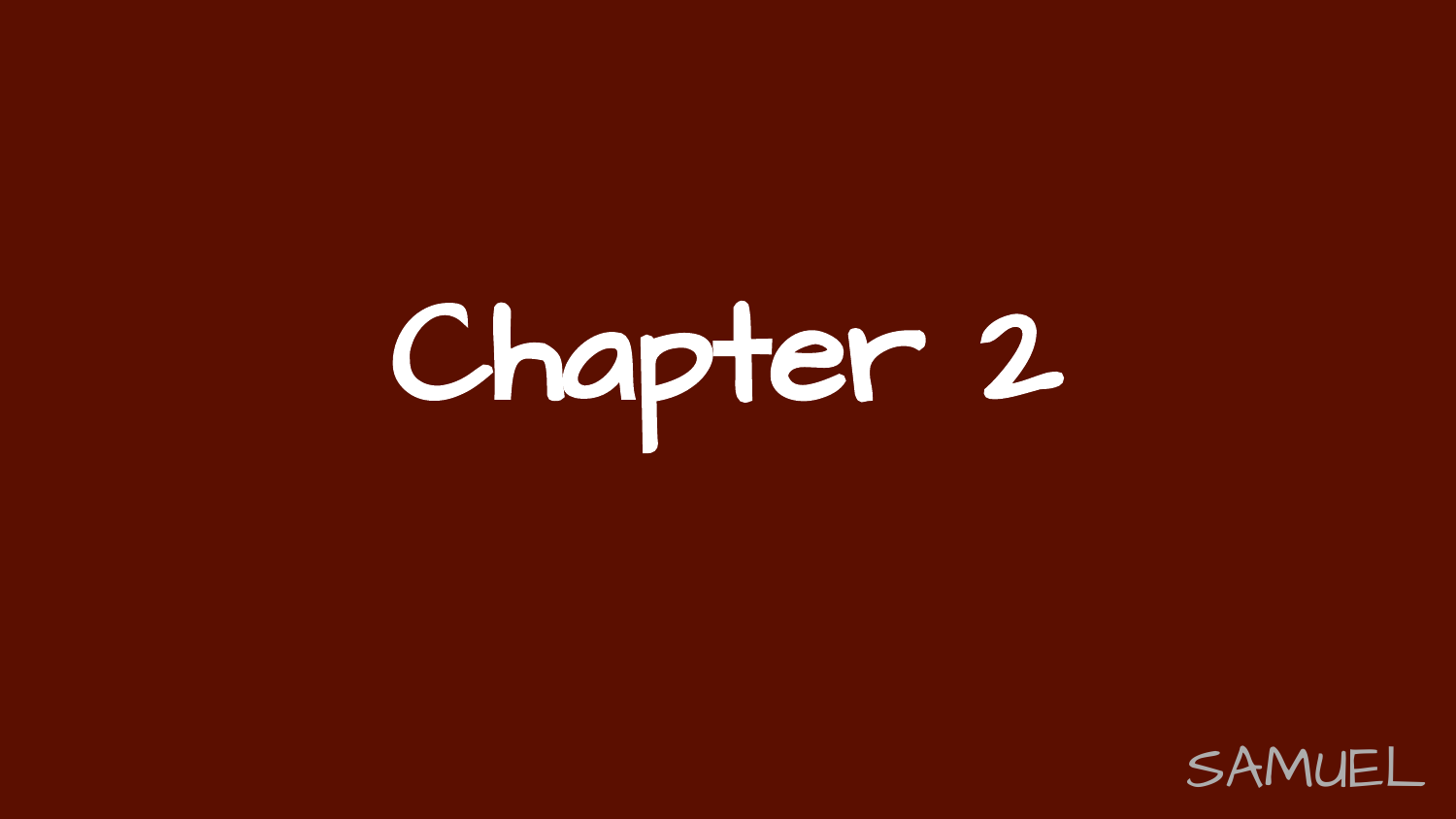# Chapter 2

SAMUEL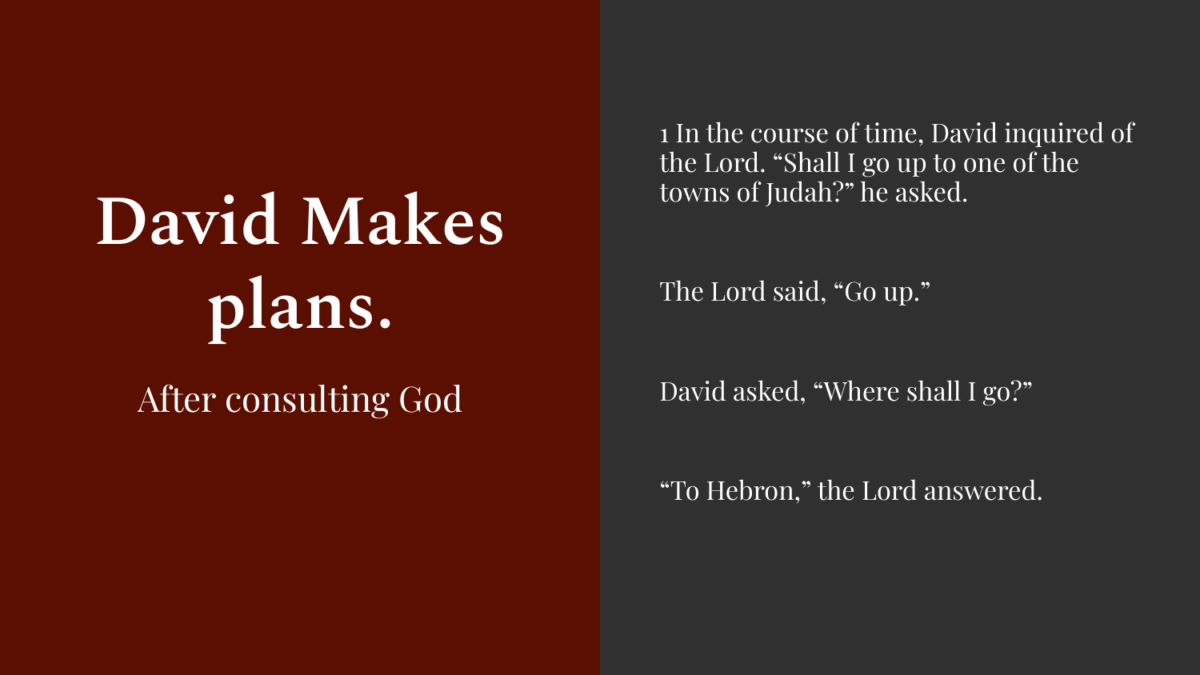# David Makes plans.

After consulting God

1 In the course of time, David inquired of the Lord. "Shall I go up to one of the towns of Judah?" he asked.

The Lord said, "Go up."

David asked, "Where shall I go?"

"To Hebron," the Lord answered.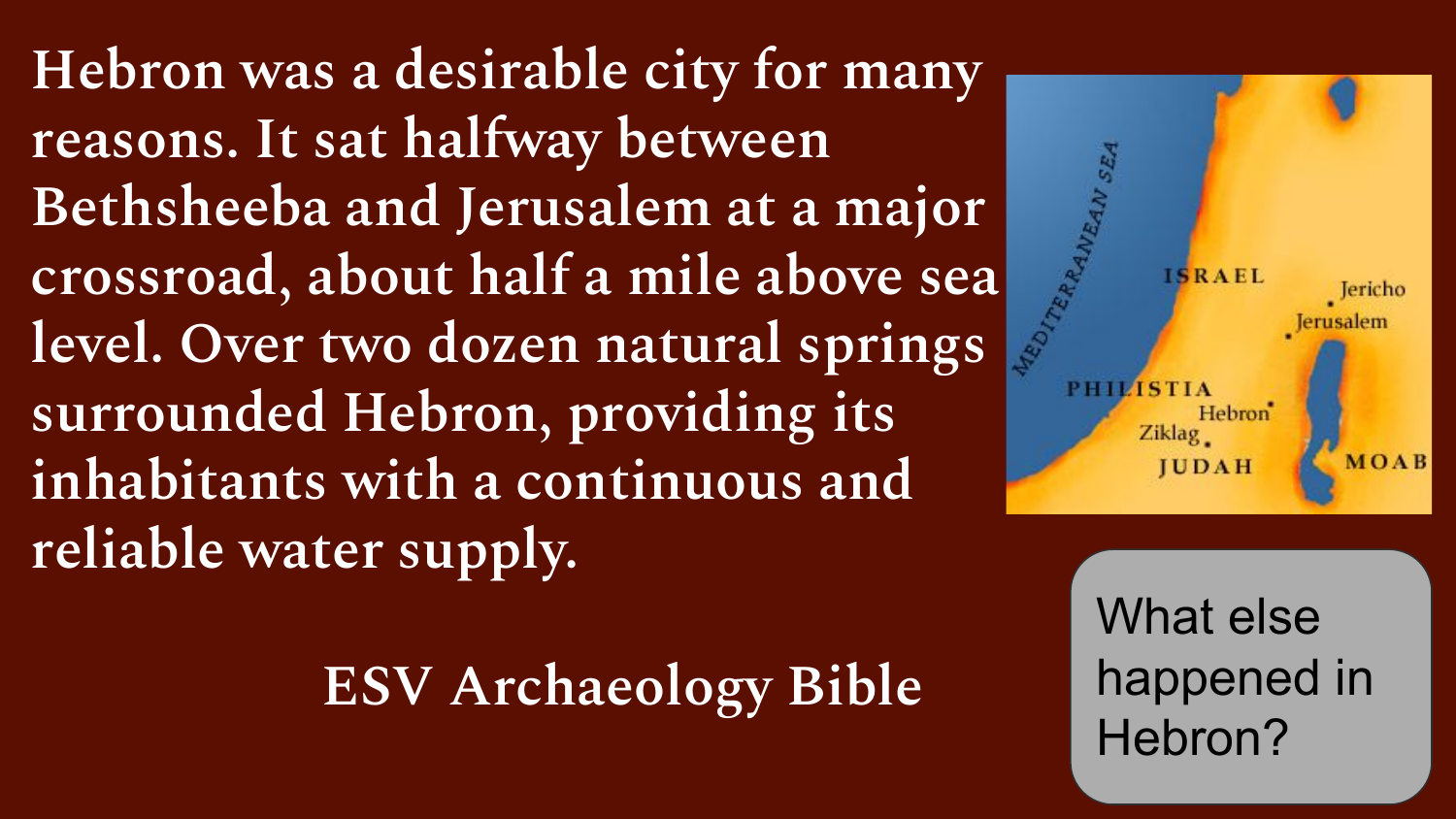Hebron was a desirable city for many reasons. It sat halfway between Bethsheeba and Jerusalem at a major crossroad, about half a mile above sea level. Over two dozen natural springs surrounded Hebron, providing its inhabitants with a continuous and reliable water supply.

ESV Archaeology Bible

What else happened in Hebron?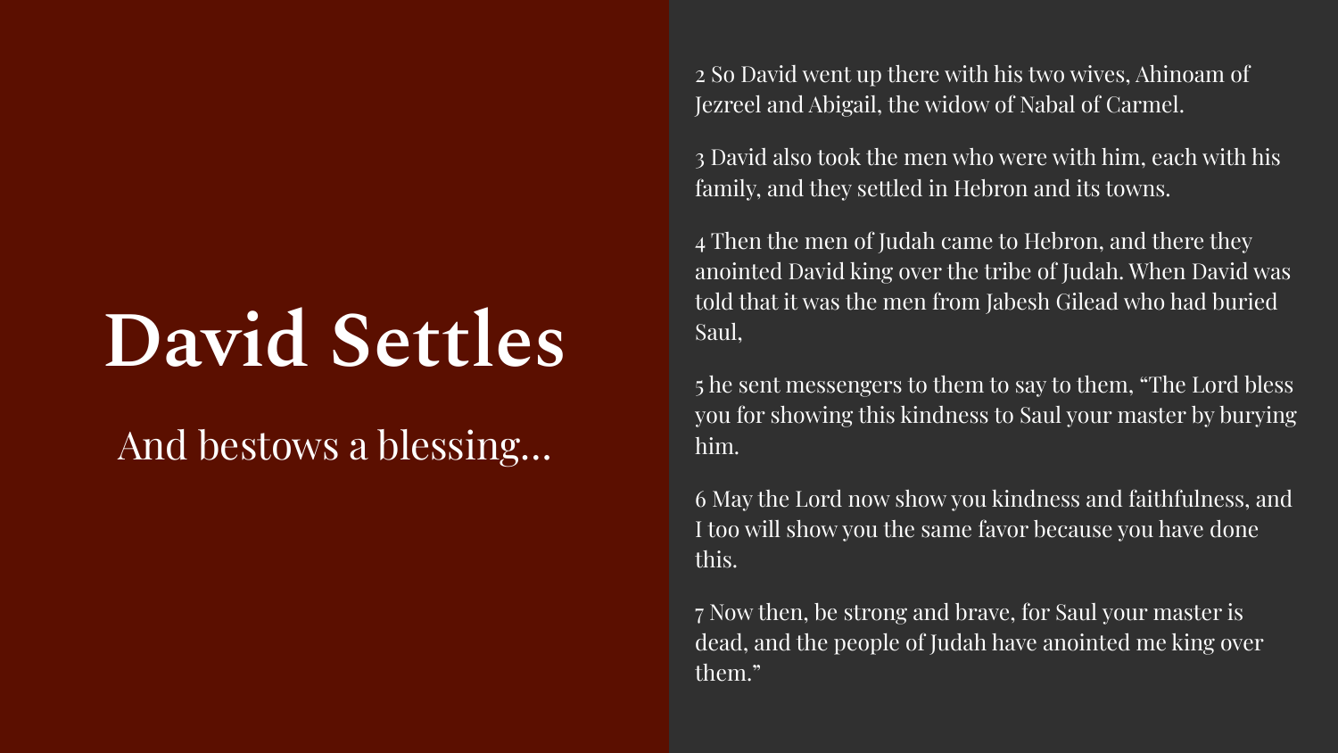# David Settles

And bestows a blessing...

2 So David went up there with his two wives, Ahinoam of Jezreel and Abigail, the widow of Nabal of Carmel.

3 David also took the men who were with him, each with his family, and they settled in Hebron and its towns.

4 Then the men of Judah came to Hebron, and there they anointed David king over the tribe of Judah. When David was told that it was the men from Jabesh Gilead who had buried Saul,

5 he sent messengers to them to say to them, "The Lord bless you for showing this kindness to Saul your master by burying him.

6 May the Lord now show you kindness and faithfulness, and I too will show you the same favor because you have done this.

7 Now then, be strong and brave, for Saul your master is dead, and the people of Judah have anointed me king over them."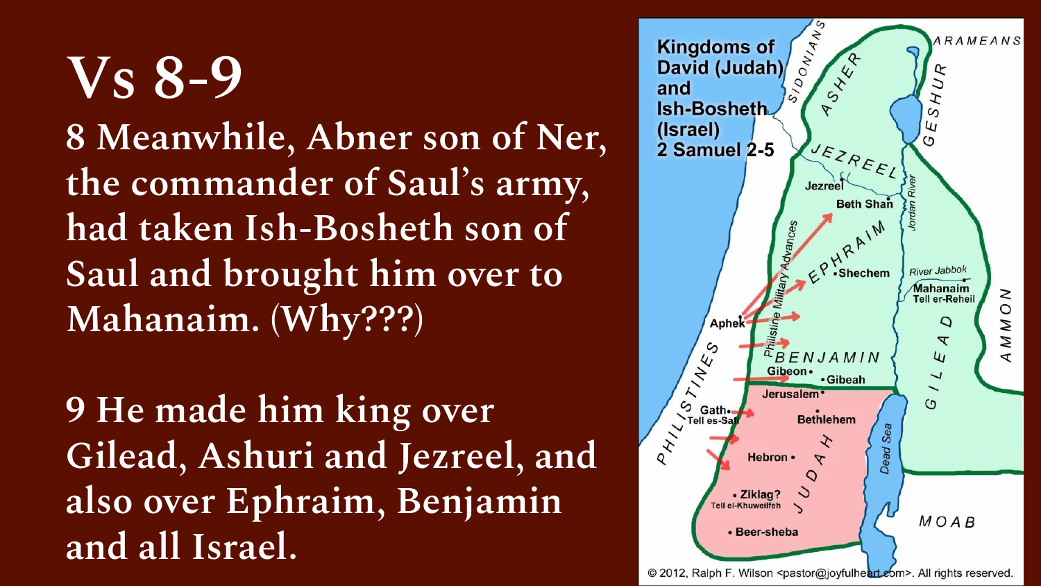# Vs 8-9

**8 Meanwhile, Abner son of Ner, the commander of Saul's army, had taken Ish-Bosheth son of Saul and brought him over to Mahanaim. (Why???)**

**9 He made him king over Gilead, Ashuri and Jezreel, and also over Ephraim, Benjamin and all Israel.**

**Kingdoms of David (Judah) and Ish-Bosheth (Israel) 2 Samuel 2-5**

© 2012, Ralph F. Wilson <pastor@joyfulheart.com>. All rights reserved.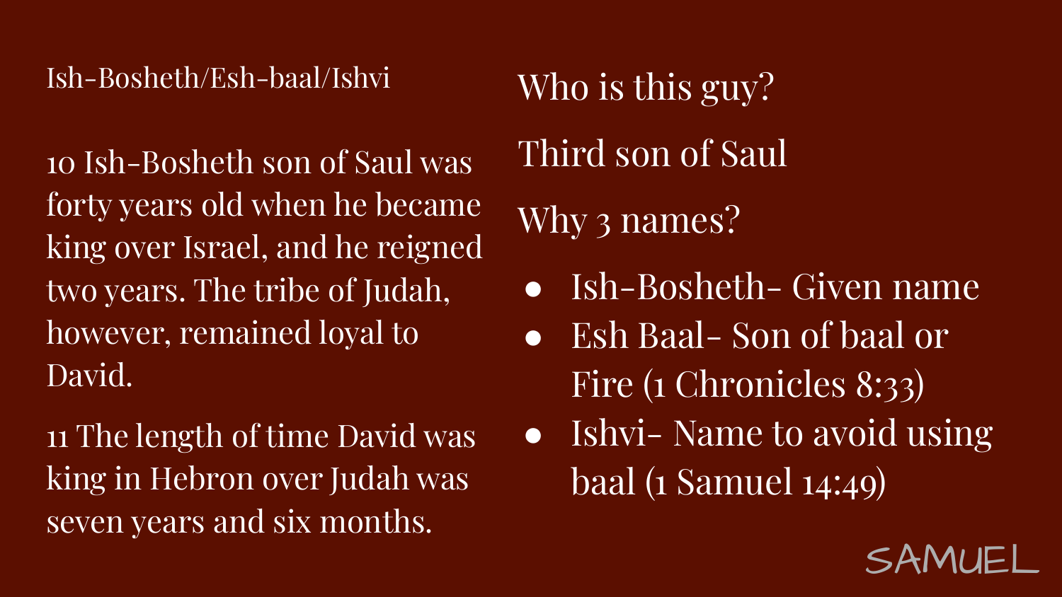## Ish-Bosheth/Esh-baal/Ishvi

10 Ish-Bosheth son of Saul was forty years old when he became king over Israel, and he reigned two years. The tribe of Judah, however, remained loyal to David.

11 The length of time David was king in Hebron over Judah was seven years and six months.

Who is this guy?

Third son of Saul

Why 3 names?

- Ish-Bosheth- Given name
- Esh Baal- Son of baal or Fire (1 Chronicles 8:33)
- Ishvi- Name to avoid using baal (1 Samuel 14:49)

SAMUEL